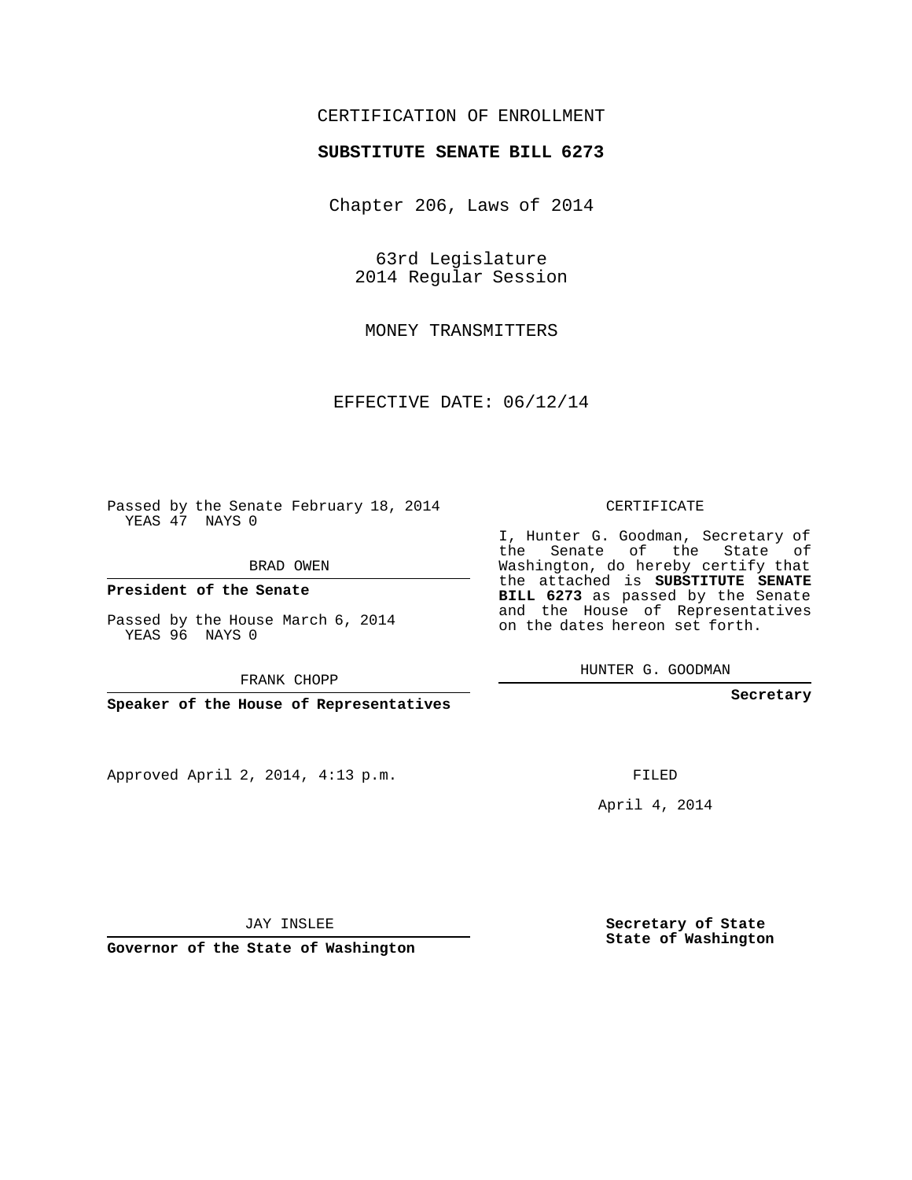CERTIFICATION OF ENROLLMENT

**SUBSTITUTE SENATE BILL 6273**

Chapter 206, Laws of 2014

63rd Legislature
2014 Regular Session

MONEY TRANSMITTERS

EFFECTIVE DATE: 06/12/14

Passed by the Senate February 18, 2014
YEAS 47 NAYS 0

BRAD OWEN

**President of the Senate**

Passed by the House March 6, 2014
YEAS 96 NAYS 0

FRANK CHOPP

**Speaker of the House of Representatives**

Approved April 2, 2014, 4:13 p.m.

JAY INSLEE

**Governor of the State of Washington**

CERTIFICATE

I, Hunter G. Goodman, Secretary of the Senate of the State of Washington, do hereby certify that the attached is **SUBSTITUTE SENATE BILL 6273** as passed by the Senate and the House of Representatives on the dates hereon set forth.

HUNTER G. GOODMAN

**Secretary**

FILED

April 4, 2014

**Secretary of State**
**State of Washington**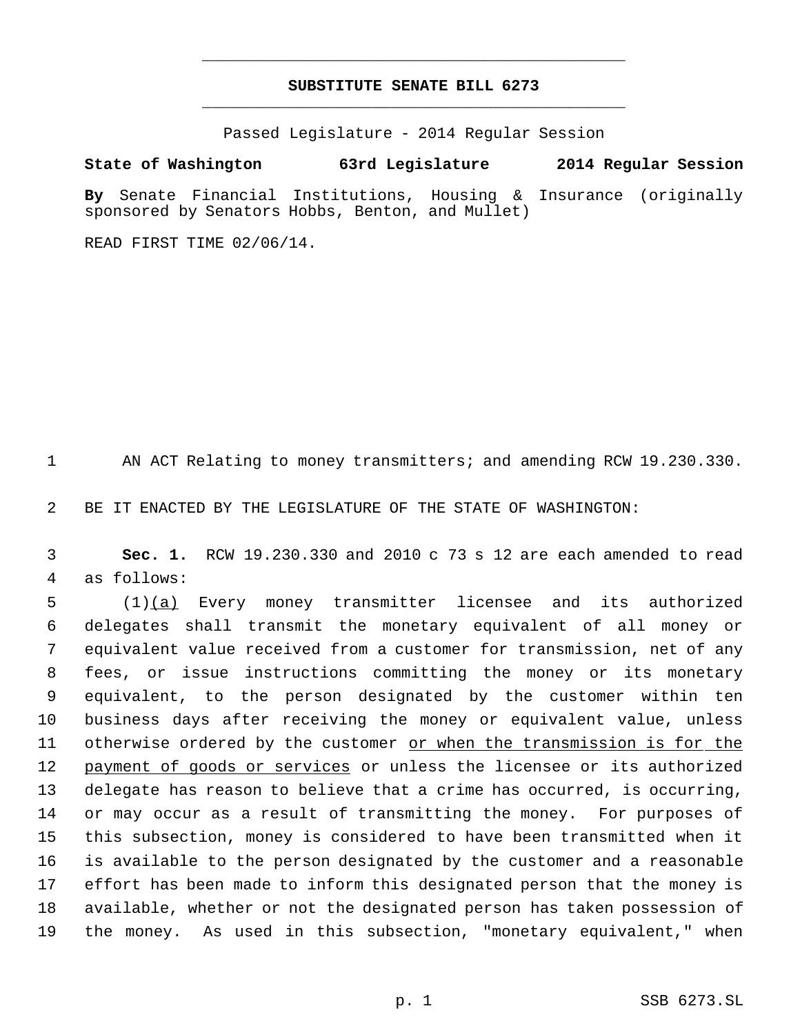**SUBSTITUTE SENATE BILL 6273**

Passed Legislature - 2014 Regular Session

**State of Washington 63rd Legislature 2014 Regular Session**

**By** Senate Financial Institutions, Housing & Insurance (originally sponsored by Senators Hobbs, Benton, and Mullet)

READ FIRST TIME 02/06/14.

AN ACT Relating to money transmitters; and amending RCW 19.230.330.

BE IT ENACTED BY THE LEGISLATURE OF THE STATE OF WASHINGTON:

**Sec. 1.** RCW 19.230.330 and 2010 c 73 s 12 are each amended to read as follows:

(1)<u>(a)</u> Every money transmitter licensee and its authorized delegates shall transmit the monetary equivalent of all money or equivalent value received from a customer for transmission, net of any fees, or issue instructions committing the money or its monetary equivalent, to the person designated by the customer within ten business days after receiving the money or equivalent value, unless otherwise ordered by the customer <u>or when the transmission is for the payment of goods or services</u> or unless the licensee or its authorized delegate has reason to believe that a crime has occurred, is occurring, or may occur as a result of transmitting the money. For purposes of this subsection, money is considered to have been transmitted when it is available to the person designated by the customer and a reasonable effort has been made to inform this designated person that the money is available, whether or not the designated person has taken possession of the money. As used in this subsection, "monetary equivalent," when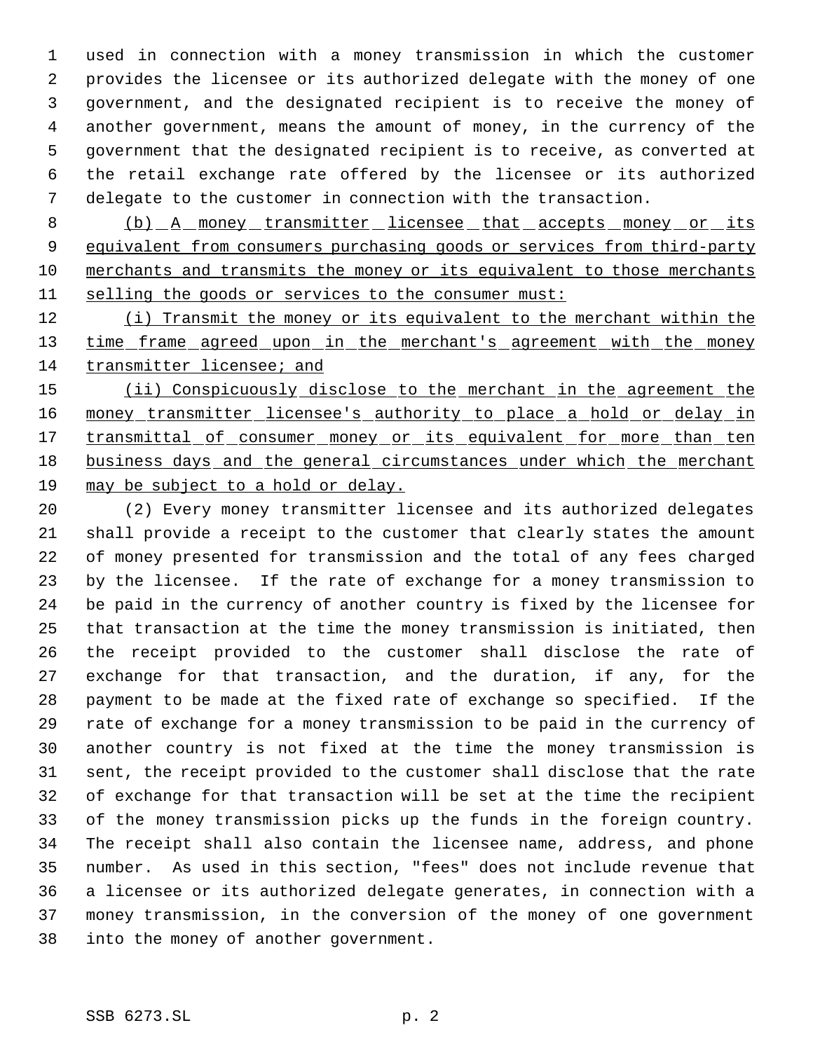used in connection with a money transmission in which the customer provides the licensee or its authorized delegate with the money of one government, and the designated recipient is to receive the money of another government, means the amount of money, in the currency of the government that the designated recipient is to receive, as converted at the retail exchange rate offered by the licensee or its authorized delegate to the customer in connection with the transaction.

<u>(b) A money transmitter licensee that accepts money or its equivalent from consumers purchasing goods or services from third-party merchants and transmits the money or its equivalent to those merchants selling the goods or services to the consumer must:</u>

<u>(i) Transmit the money or its equivalent to the merchant within the time frame agreed upon in the merchant's agreement with the money transmitter licensee; and</u>

<u>(ii) Conspicuously disclose to the merchant in the agreement the money transmitter licensee's authority to place a hold or delay in transmittal of consumer money or its equivalent for more than ten business days and the general circumstances under which the merchant may be subject to a hold or delay.</u>

(2) Every money transmitter licensee and its authorized delegates shall provide a receipt to the customer that clearly states the amount of money presented for transmission and the total of any fees charged by the licensee. If the rate of exchange for a money transmission to be paid in the currency of another country is fixed by the licensee for that transaction at the time the money transmission is initiated, then the receipt provided to the customer shall disclose the rate of exchange for that transaction, and the duration, if any, for the payment to be made at the fixed rate of exchange so specified. If the rate of exchange for a money transmission to be paid in the currency of another country is not fixed at the time the money transmission is sent, the receipt provided to the customer shall disclose that the rate of exchange for that transaction will be set at the time the recipient of the money transmission picks up the funds in the foreign country. The receipt shall also contain the licensee name, address, and phone number. As used in this section, "fees" does not include revenue that a licensee or its authorized delegate generates, in connection with a money transmission, in the conversion of the money of one government into the money of another government.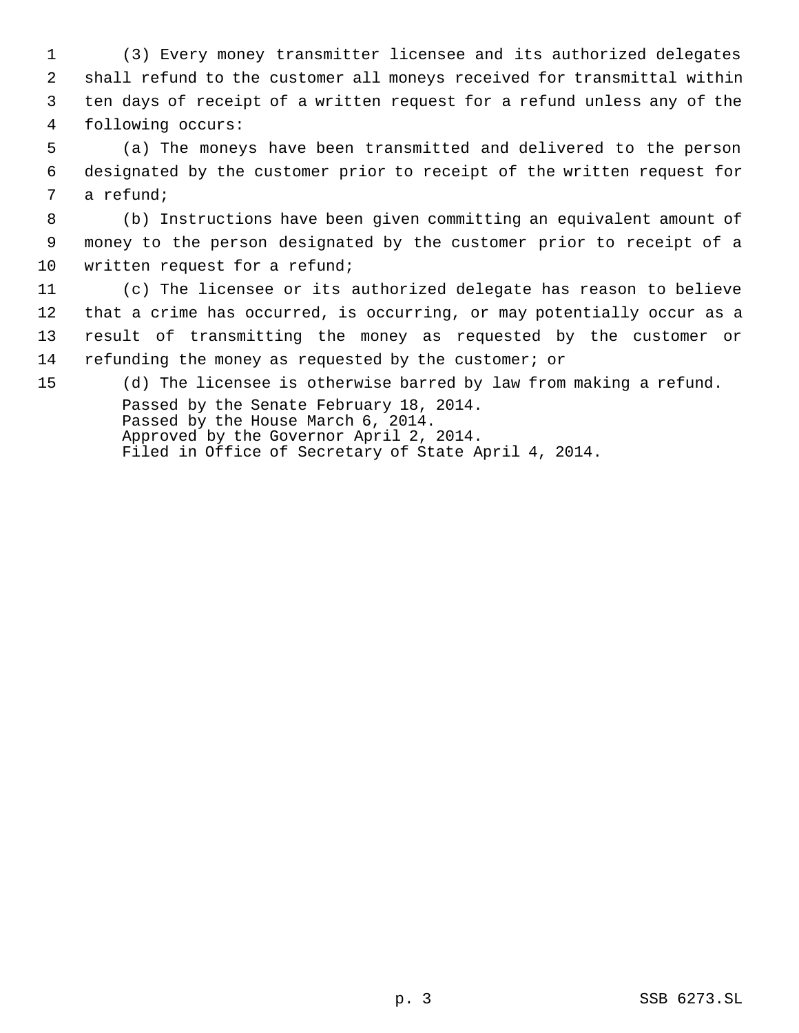(3) Every money transmitter licensee and its authorized delegates shall refund to the customer all moneys received for transmittal within ten days of receipt of a written request for a refund unless any of the following occurs:

(a) The moneys have been transmitted and delivered to the person designated by the customer prior to receipt of the written request for a refund;

(b) Instructions have been given committing an equivalent amount of money to the person designated by the customer prior to receipt of a written request for a refund;

(c) The licensee or its authorized delegate has reason to believe that a crime has occurred, is occurring, or may potentially occur as a result of transmitting the money as requested by the customer or refunding the money as requested by the customer; or

(d) The licensee is otherwise barred by law from making a refund.

Passed by the Senate February 18, 2014.
Passed by the House March 6, 2014.
Approved by the Governor April 2, 2014.
Filed in Office of Secretary of State April 4, 2014.